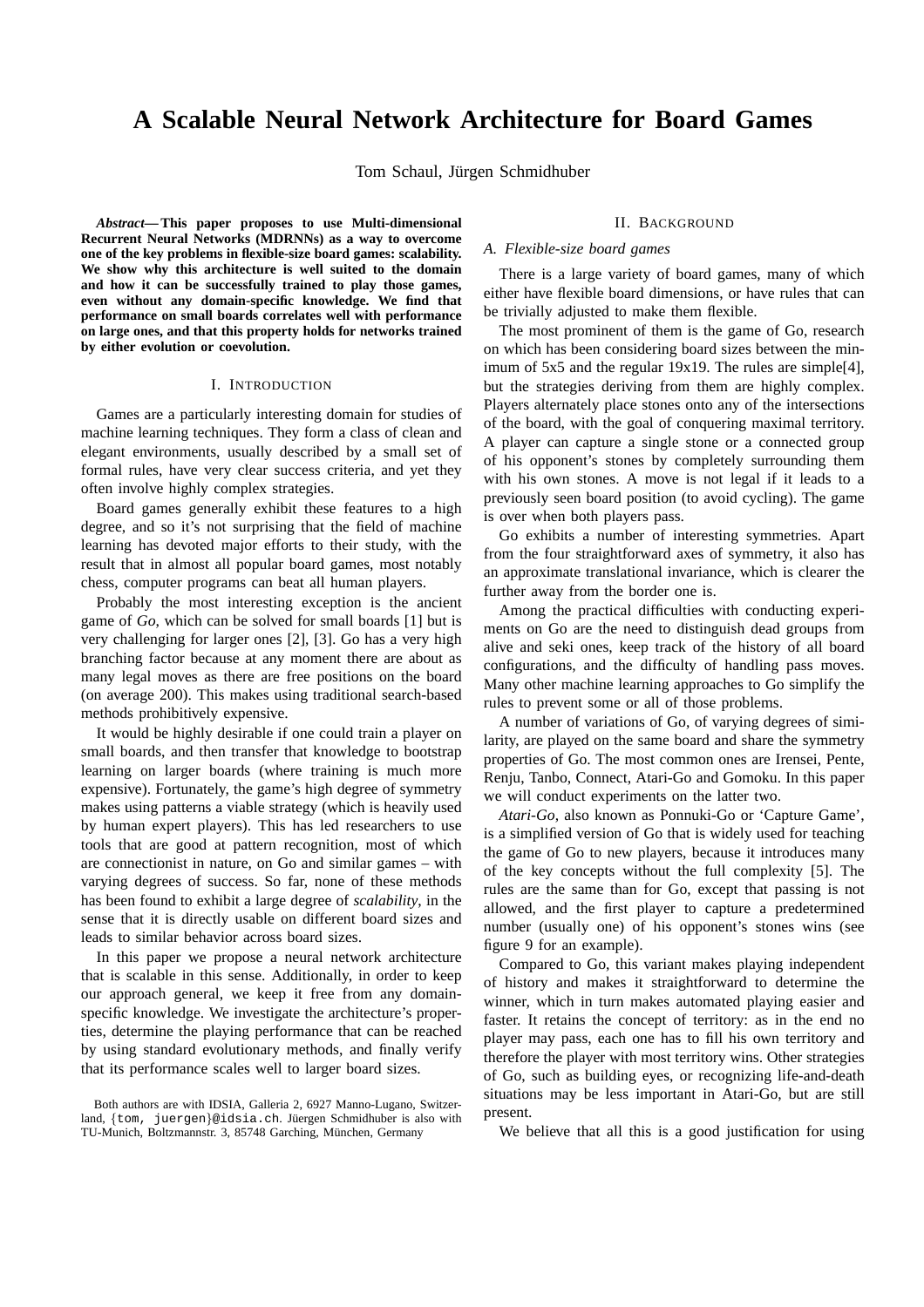# A Scalable Neural Network Architecture for Board Games

Tom Schaul, Jürgen Schmidhuber

***Abstract*— This paper proposes to use Multi-dimensional Recurrent Neural Networks (MDRNNs) as a way to overcome one of the key problems in flexible-size board games: scalability. We show why this architecture is well suited to the domain and how it can be successfully trained to play those games, even without any domain-specific knowledge. We find that performance on small boards correlates well with performance on large ones, and that this property holds for networks trained by either evolution or coevolution.**

## I. Introduction

Games are a particularly interesting domain for studies of machine learning techniques. They form a class of clean and elegant environments, usually described by a small set of formal rules, have very clear success criteria, and yet they often involve highly complex strategies.

Board games generally exhibit these features to a high degree, and so it's not surprising that the field of machine learning has devoted major efforts to their study, with the result that in almost all popular board games, most notably chess, computer programs can beat all human players.

Probably the most interesting exception is the ancient game of *Go*, which can be solved for small boards [1] but is very challenging for larger ones [2], [3]. Go has a very high branching factor because at any moment there are about as many legal moves as there are free positions on the board (on average 200). This makes using traditional search-based methods prohibitively expensive.

It would be highly desirable if one could train a player on small boards, and then transfer that knowledge to bootstrap learning on larger boards (where training is much more expensive). Fortunately, the game's high degree of symmetry makes using patterns a viable strategy (which is heavily used by human expert players). This has led researchers to use tools that are good at pattern recognition, most of which are connectionist in nature, on Go and similar games – with varying degrees of success. So far, none of these methods has been found to exhibit a large degree of *scalability*, in the sense that it is directly usable on different board sizes and leads to similar behavior across board sizes.

In this paper we propose a neural network architecture that is scalable in this sense. Additionally, in order to keep our approach general, we keep it free from any domain-specific knowledge. We investigate the architecture's properties, determine the playing performance that can be reached by using standard evolutionary methods, and finally verify that its performance scales well to larger board sizes.

Both authors are with IDSIA, Galleria 2, 6927 Manno-Lugano, Switzerland, {tom, juergen}@idsia.ch. Jürgen Schmidhuber is also with TU-Munich, Boltzmannstr. 3, 85748 Garching, München, Germany

## II. Background

### A. Flexible-size board games

There is a large variety of board games, many of which either have flexible board dimensions, or have rules that can be trivially adjusted to make them flexible.

The most prominent of them is the game of Go, research on which has been considering board sizes between the minimum of 5x5 and the regular 19x19. The rules are simple[4], but the strategies deriving from them are highly complex. Players alternately place stones onto any of the intersections of the board, with the goal of conquering maximal territory. A player can capture a single stone or a connected group of his opponent's stones by completely surrounding them with his own stones. A move is not legal if it leads to a previously seen board position (to avoid cycling). The game is over when both players pass.

Go exhibits a number of interesting symmetries. Apart from the four straightforward axes of symmetry, it also has an approximate translational invariance, which is clearer the further away from the border one is.

Among the practical difficulties with conducting experiments on Go are the need to distinguish dead groups from alive and seki ones, keep track of the history of all board configurations, and the difficulty of handling pass moves. Many other machine learning approaches to Go simplify the rules to prevent some or all of those problems.

A number of variations of Go, of varying degrees of similarity, are played on the same board and share the symmetry properties of Go. The most common ones are Irensei, Pente, Renju, Tanbo, Connect, Atari-Go and Gomoku. In this paper we will conduct experiments on the latter two.

*Atari-Go*, also known as Ponnuki-Go or 'Capture Game', is a simplified version of Go that is widely used for teaching the game of Go to new players, because it introduces many of the key concepts without the full complexity [5]. The rules are the same than for Go, except that passing is not allowed, and the first player to capture a predetermined number (usually one) of his opponent's stones wins (see figure 9 for an example).

Compared to Go, this variant makes playing independent of history and makes it straightforward to determine the winner, which in turn makes automated playing easier and faster. It retains the concept of territory: as in the end no player may pass, each one has to fill his own territory and therefore the player with most territory wins. Other strategies of Go, such as building eyes, or recognizing life-and-death situations may be less important in Atari-Go, but are still present.

We believe that all this is a good justification for using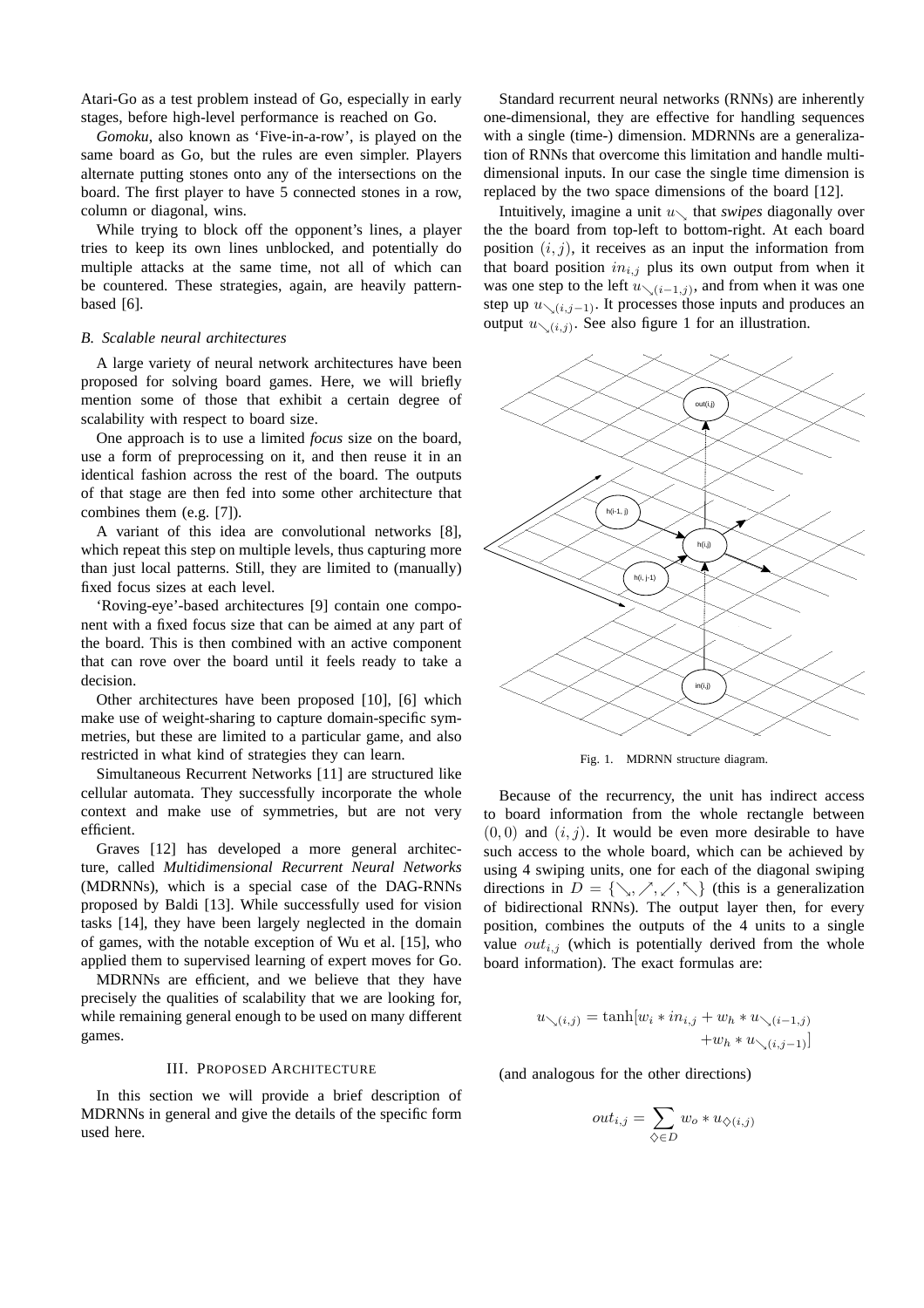Atari-Go as a test problem instead of Go, especially in early stages, before high-level performance is reached on Go.

*Gomoku*, also known as 'Five-in-a-row', is played on the same board as Go, but the rules are even simpler. Players alternate putting stones onto any of the intersections on the board. The first player to have 5 connected stones in a row, column or diagonal, wins.

While trying to block off the opponent's lines, a player tries to keep its own lines unblocked, and potentially do multiple attacks at the same time, not all of which can be countered. These strategies, again, are heavily pattern-based [6].

### *B. Scalable neural architectures*

A large variety of neural network architectures have been proposed for solving board games. Here, we will briefly mention some of those that exhibit a certain degree of scalability with respect to board size.

One approach is to use a limited *focus* size on the board, use a form of preprocessing on it, and then reuse it in an identical fashion across the rest of the board. The outputs of that stage are then fed into some other architecture that combines them (e.g. [7]).

A variant of this idea are convolutional networks [8], which repeat this step on multiple levels, thus capturing more than just local patterns. Still, they are limited to (manually) fixed focus sizes at each level.

'Roving-eye'-based architectures [9] contain one component with a fixed focus size that can be aimed at any part of the board. This is then combined with an active component that can rove over the board until it feels ready to take a decision.

Other architectures have been proposed [10], [6] which make use of weight-sharing to capture domain-specific symmetries, but these are limited to a particular game, and also restricted in what kind of strategies they can learn.

Simultaneous Recurrent Networks [11] are structured like cellular automata. They successfully incorporate the whole context and make use of symmetries, but are not very efficient.

Graves [12] has developed a more general architecture, called *Multidimensional Recurrent Neural Networks* (MDRNNs), which is a special case of the DAG-RNNs proposed by Baldi [13]. While successfully used for vision tasks [14], they have been largely neglected in the domain of games, with the notable exception of Wu et al. [15], who applied them to supervised learning of expert moves for Go.

MDRNNs are efficient, and we believe that they have precisely the qualities of scalability that we are looking for, while remaining general enough to be used on many different games.

## III. Proposed Architecture

In this section we will provide a brief description of MDRNNs in general and give the details of the specific form used here.

Standard recurrent neural networks (RNNs) are inherently one-dimensional, they are effective for handling sequences with a single (time-) dimension. MDRNNs are a generalization of RNNs that overcome this limitation and handle multi-dimensional inputs. In our case the single time dimension is replaced by the two space dimensions of the board [12].

Intuitively, imagine a unit $u_{\searrow}$ that *swipes* diagonally over the the board from top-left to bottom-right. At each board position $(i, j)$, it receives as an input the information from that board position $in_{i,j}$ plus its own output from when it was one step to the left $u_{\searrow(i-1,j)}$, and from when it was one step up $u_{\searrow(i,j-1)}$. It processes those inputs and produces an output $u_{\searrow(i,j)}$. See also figure 1 for an illustration.

Fig. 1. MDRNN structure diagram.

Because of the recurrency, the unit has indirect access to board information from the whole rectangle between $(0, 0)$ and $(i, j)$. It would be even more desirable to have such access to the whole board, which can be achieved by using 4 swiping units, one for each of the diagonal swiping directions in $D = \{\searrow, \nearrow, \swarrow, \nwarrow\}$ (this is a generalization of bidirectional RNNs). The output layer then, for every position, combines the outputs of the 4 units to a single value $out_{i,j}$ (which is potentially derived from the whole board information). The exact formulas are:

$$u_{\searrow(i,j)} = \tanh[w_i * in_{i,j} + w_h * u_{\searrow(i-1,j)} + w_h * u_{\searrow(i,j-1)}]$$

(and analogous for the other directions)

$$out_{i,j} = \sum_{\diamondsuit \in D} w_o * u_{\diamondsuit(i,j)}$$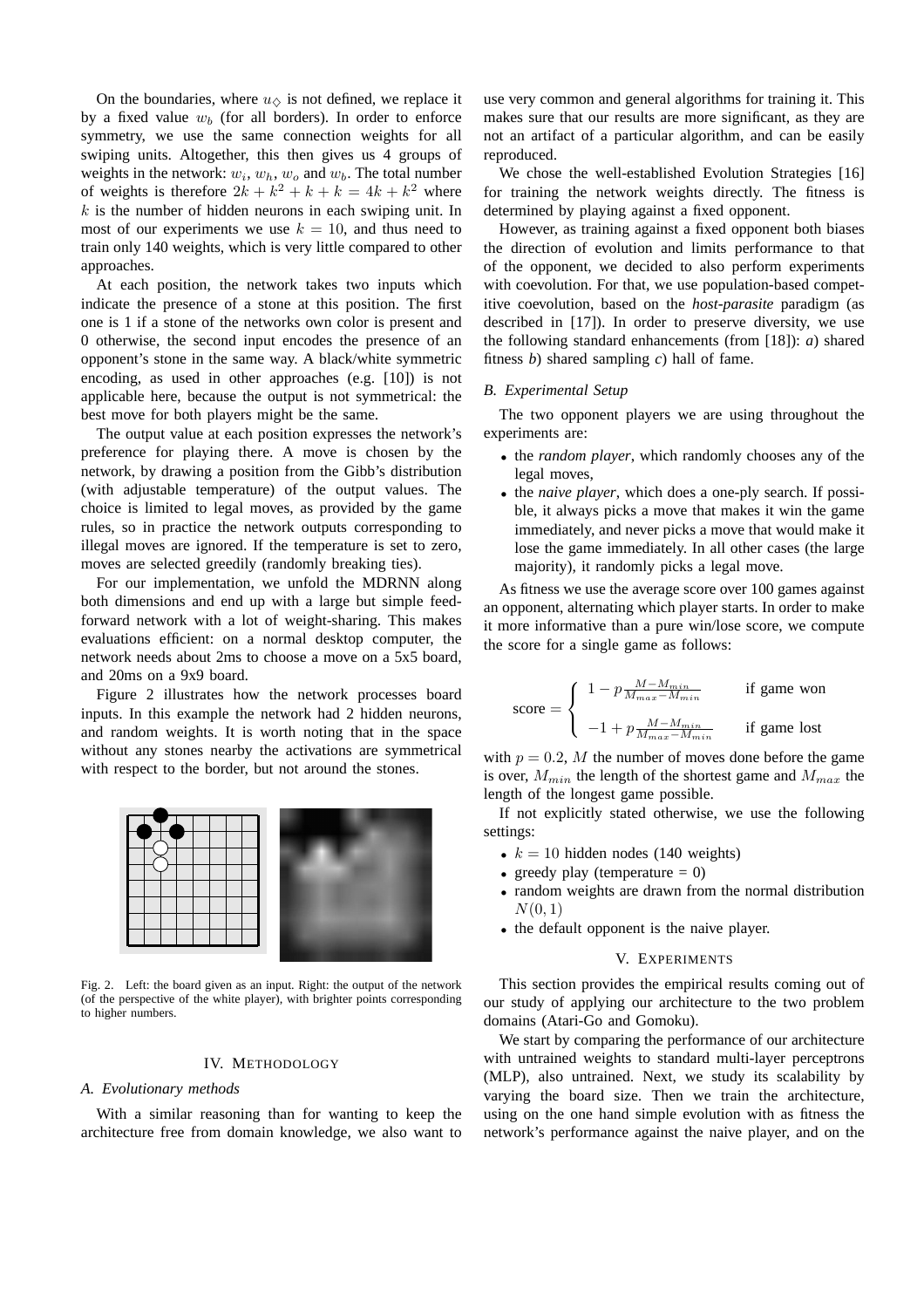On the boundaries, where $u_\diamondsuit$ is not defined, we replace it by a fixed value $w_b$ (for all borders). In order to enforce symmetry, we use the same connection weights for all swiping units. Altogether, this then gives us 4 groups of weights in the network: $w_i$, $w_h$, $w_o$ and $w_b$. The total number of weights is therefore $2k + k^2 + k + k = 4k + k^2$ where $k$ is the number of hidden neurons in each swiping unit. In most of our experiments we use $k = 10$, and thus need to train only 140 weights, which is very little compared to other approaches.

At each position, the network takes two inputs which indicate the presence of a stone at this position. The first one is 1 if a stone of the networks own color is present and 0 otherwise, the second input encodes the presence of an opponent's stone in the same way. A black/white symmetric encoding, as used in other approaches (e.g. [10]) is not applicable here, because the output is not symmetrical: the best move for both players might be the same.

The output value at each position expresses the network's preference for playing there. A move is chosen by the network, by drawing a position from the Gibb's distribution (with adjustable temperature) of the output values. The choice is limited to legal moves, as provided by the game rules, so in practice the network outputs corresponding to illegal moves are ignored. If the temperature is set to zero, moves are selected greedily (randomly breaking ties).

For our implementation, we unfold the MDRNN along both dimensions and end up with a large but simple feed-forward network with a lot of weight-sharing. This makes evaluations efficient: on a normal desktop computer, the network needs about 2ms to choose a move on a 5x5 board, and 20ms on a 9x9 board.

Figure 2 illustrates how the network processes board inputs. In this example the network had 2 hidden neurons, and random weights. It is worth noting that in the space without any stones nearby the activations are symmetrical with respect to the border, but not around the stones.

Fig. 2. Left: the board given as an input. Right: the output of the network (of the perspective of the white player), with brighter points corresponding to higher numbers.

## IV. Methodology

### A. Evolutionary methods

With a similar reasoning than for wanting to keep the architecture free from domain knowledge, we also want to use very common and general algorithms for training it. This makes sure that our results are more significant, as they are not an artifact of a particular algorithm, and can be easily reproduced.

We chose the well-established Evolution Strategies [16] for training the network weights directly. The fitness is determined by playing against a fixed opponent.

However, as training against a fixed opponent both biases the direction of evolution and limits performance to that of the opponent, we decided to also perform experiments with coevolution. For that, we use population-based competitive coevolution, based on the *host-parasite* paradigm (as described in [17]). In order to preserve diversity, we use the following standard enhancements (from [18]): *a*) shared fitness *b*) shared sampling *c*) hall of fame.

### B. Experimental Setup

The two opponent players we are using throughout the experiments are:

- the *random player*, which randomly chooses any of the legal moves,
- the *naive player*, which does a one-ply search. If possible, it always picks a move that makes it win the game immediately, and never picks a move that would make it lose the game immediately. In all other cases (the large majority), it randomly picks a legal move.

As fitness we use the average score over 100 games against an opponent, alternating which player starts. In order to make it more informative than a pure win/lose score, we compute the score for a single game as follows:

$$\text{score} = \begin{cases} 1 - p\frac{M - M_{min}}{M_{max} - M_{min}} & \text{if game won} \\ -1 + p\frac{M - M_{min}}{M_{max} - M_{min}} & \text{if game lost} \end{cases}$$

with $p = 0.2$, $M$ the number of moves done before the game is over, $M_{min}$ the length of the shortest game and $M_{max}$ the length of the longest game possible.

If not explicitly stated otherwise, we use the following settings:

- $k = 10$ hidden nodes (140 weights)
- greedy play (temperature = 0)
- random weights are drawn from the normal distribution $N(0, 1)$
- the default opponent is the naive player.

## V. Experiments

This section provides the empirical results coming out of our study of applying our architecture to the two problem domains (Atari-Go and Gomoku).

We start by comparing the performance of our architecture with untrained weights to standard multi-layer perceptrons (MLP), also untrained. Next, we study its scalability by varying the board size. Then we train the architecture, using on the one hand simple evolution with as fitness the network's performance against the naive player, and on the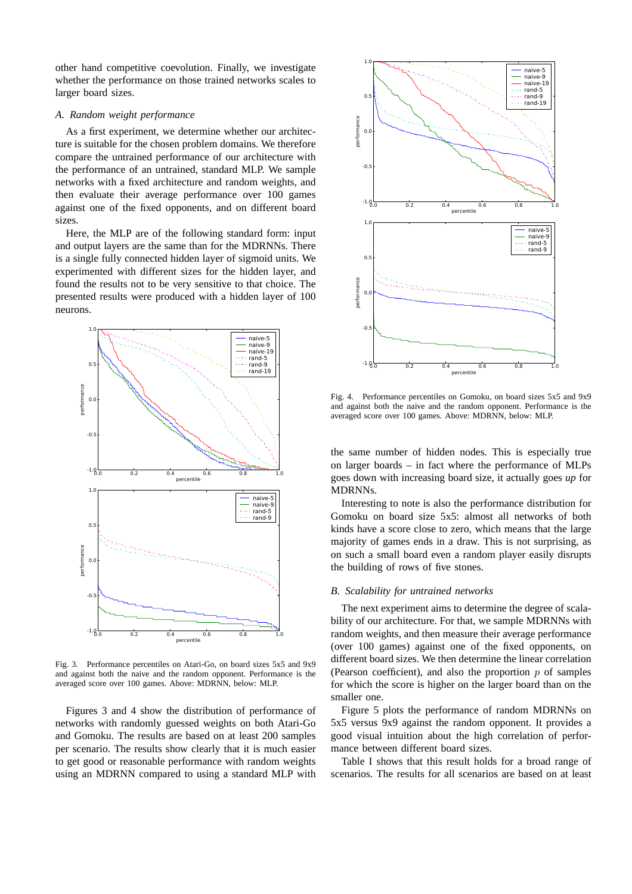other hand competitive coevolution. Finally, we investigate whether the performance on those trained networks scales to larger board sizes.

### A. Random weight performance

As a first experiment, we determine whether our architecture is suitable for the chosen problem domains. We therefore compare the untrained performance of our architecture with the performance of an untrained, standard MLP. We sample networks with a fixed architecture and random weights, and then evaluate their average performance over 100 games against one of the fixed opponents, and on different board sizes.

Here, the MLP are of the following standard form: input and output layers are the same than for the MDRNNs. There is a single fully connected hidden layer of sigmoid units. We experimented with different sizes for the hidden layer, and found the results not to be very sensitive to that choice. The presented results were produced with a hidden layer of 100 neurons.

Fig. 3. Performance percentiles on Atari-Go, on board sizes 5x5 and 9x9 and against both the naive and the random opponent. Performance is the averaged score over 100 games. Above: MDRNN, below: MLP.

Figures 3 and 4 show the distribution of performance of networks with randomly guessed weights on both Atari-Go and Gomoku. The results are based on at least 200 samples per scenario. The results show clearly that it is much easier to get good or reasonable performance with random weights using an MDRNN compared to using a standard MLP with the same number of hidden nodes. This is especially true on larger boards – in fact where the performance of MLPs goes down with increasing board size, it actually goes *up* for MDRNNs.

Fig. 4. Performance percentiles on Gomoku, on board sizes 5x5 and 9x9 and against both the naive and the random opponent. Performance is the averaged score over 100 games. Above: MDRNN, below: MLP.

Interesting to note is also the performance distribution for Gomoku on board size 5x5: almost all networks of both kinds have a score close to zero, which means that the large majority of games ends in a draw. This is not surprising, as on such a small board even a random player easily disrupts the building of rows of five stones.

### B. Scalability for untrained networks

The next experiment aims to determine the degree of scalability of our architecture. For that, we sample MDRNNs with random weights, and then measure their average performance (over 100 games) against one of the fixed opponents, on different board sizes. We then determine the linear correlation (Pearson coefficient), and also the proportion $p$ of samples for which the score is higher on the larger board than on the smaller one.

Figure 5 plots the performance of random MDRNNs on 5x5 versus 9x9 against the random opponent. It provides a good visual intuition about the high correlation of performance between different board sizes.

Table I shows that this result holds for a broad range of scenarios. The results for all scenarios are based on at least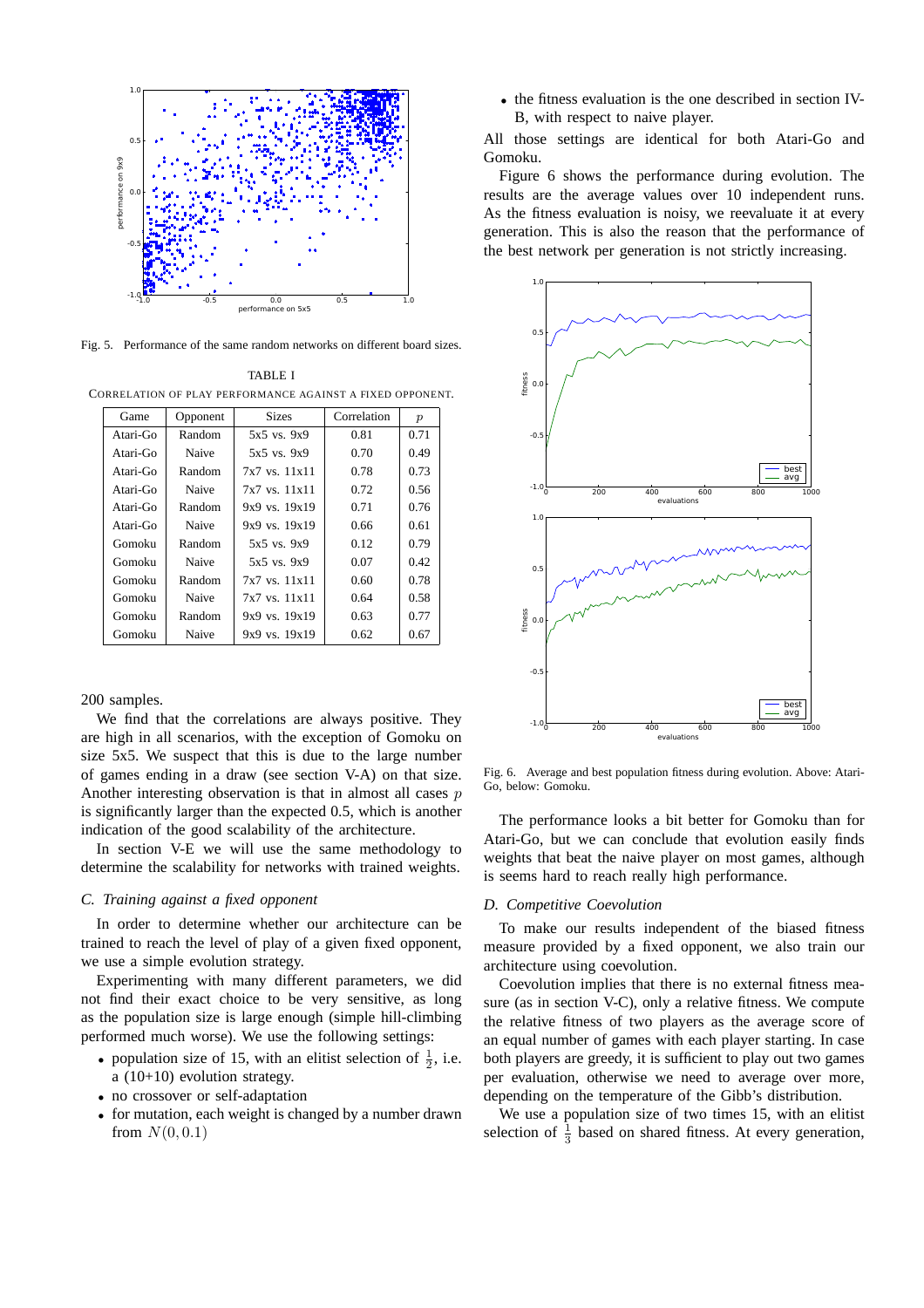Fig. 5. Performance of the same random networks on different board sizes.

TABLE I
CORRELATION OF PLAY PERFORMANCE AGAINST A FIXED OPPONENT.

| Game | Opponent | Sizes | Correlation | $p$ |
|---|---|---|---|---|
| Atari-Go | Random | 5x5 vs. 9x9 | 0.81 | 0.71 |
| Atari-Go | Naive | 5x5 vs. 9x9 | 0.70 | 0.49 |
| Atari-Go | Random | 7x7 vs. 11x11 | 0.78 | 0.73 |
| Atari-Go | Naive | 7x7 vs. 11x11 | 0.72 | 0.56 |
| Atari-Go | Random | 9x9 vs. 19x19 | 0.71 | 0.76 |
| Atari-Go | Naive | 9x9 vs. 19x19 | 0.66 | 0.61 |
| Gomoku | Random | 5x5 vs. 9x9 | 0.12 | 0.79 |
| Gomoku | Naive | 5x5 vs. 9x9 | 0.07 | 0.42 |
| Gomoku | Random | 7x7 vs. 11x11 | 0.60 | 0.78 |
| Gomoku | Naive | 7x7 vs. 11x11 | 0.64 | 0.58 |
| Gomoku | Random | 9x9 vs. 19x19 | 0.63 | 0.77 |
| Gomoku | Naive | 9x9 vs. 19x19 | 0.62 | 0.67 |

200 samples.

We find that the correlations are always positive. They are high in all scenarios, with the exception of Gomoku on size 5x5. We suspect that this is due to the large number of games ending in a draw (see section V-A) on that size. Another interesting observation is that in almost all cases $p$ is significantly larger than the expected 0.5, which is another indication of the good scalability of the architecture.

In section V-E we will use the same methodology to determine the scalability for networks with trained weights.

### C. Training against a fixed opponent

In order to determine whether our architecture can be trained to reach the level of play of a given fixed opponent, we use a simple evolution strategy.

Experimenting with many different parameters, we did not find their exact choice to be very sensitive, as long as the population size is large enough (simple hill-climbing performed much worse). We use the following settings:

- population size of 15, with an elitist selection of $\frac{1}{2}$, i.e. a (10+10) evolution strategy.
- no crossover or self-adaptation
- for mutation, each weight is changed by a number drawn from $N(0, 0.1)$
- the fitness evaluation is the one described in section IV-B, with respect to naive player.

All those settings are identical for both Atari-Go and Gomoku.

Figure 6 shows the performance during evolution. The results are the average values over 10 independent runs. As the fitness evaluation is noisy, we reevaluate it at every generation. This is also the reason that the performance of the best network per generation is not strictly increasing.

Fig. 6. Average and best population fitness during evolution. Above: Atari-Go, below: Gomoku.

The performance looks a bit better for Gomoku than for Atari-Go, but we can conclude that evolution easily finds weights that beat the naive player on most games, although is seems hard to reach really high performance.

### D. Competitive Coevolution

To make our results independent of the biased fitness measure provided by a fixed opponent, we also train our architecture using coevolution.

Coevolution implies that there is no external fitness measure (as in section V-C), only a relative fitness. We compute the relative fitness of two players as the average score of an equal number of games with each player starting. In case both players are greedy, it is sufficient to play out two games per evaluation, otherwise we need to average over more, depending on the temperature of the Gibb's distribution.

We use a population size of two times 15, with an elitist selection of $\frac{1}{3}$ based on shared fitness. At every generation,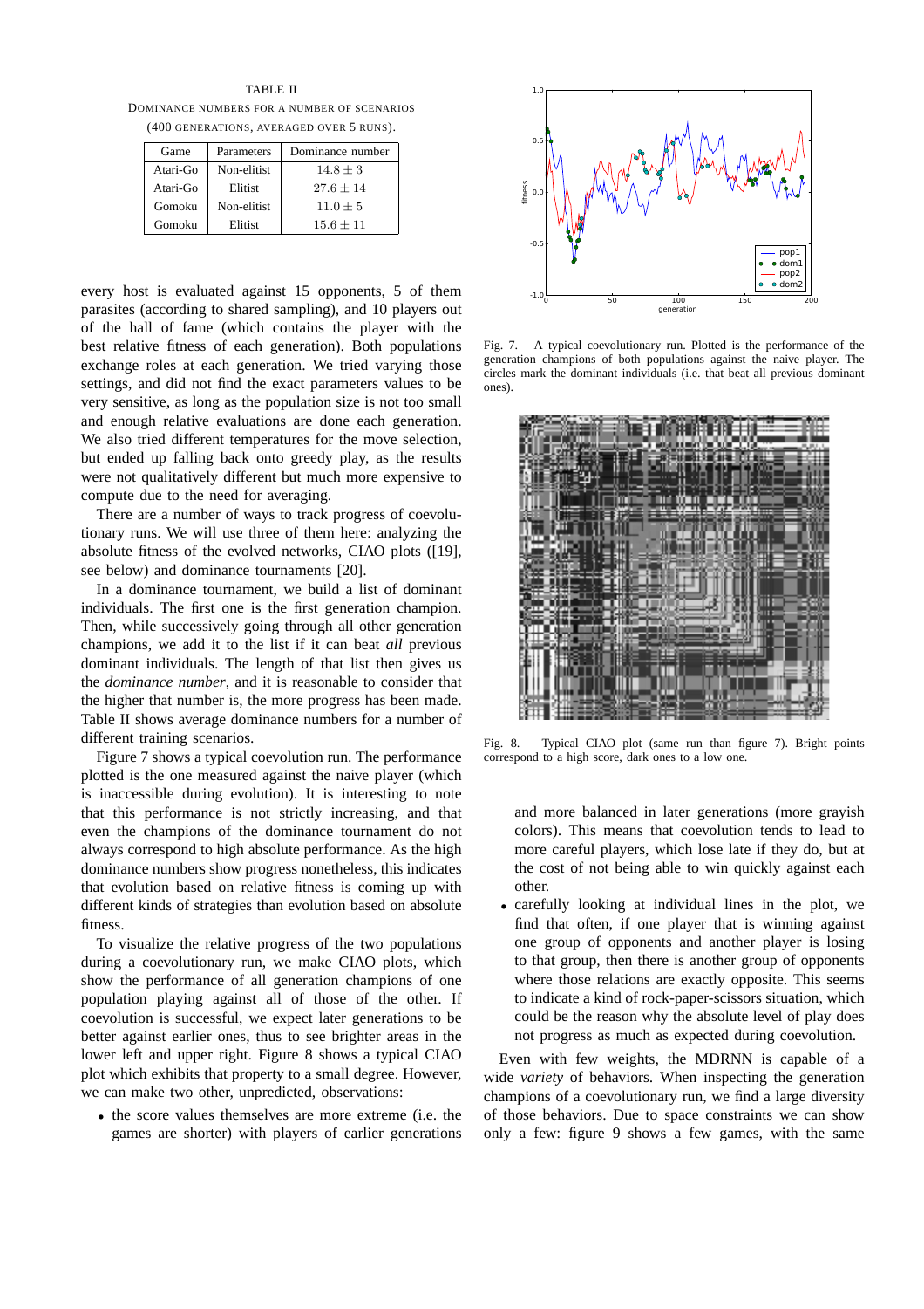TABLE II

DOMINANCE NUMBERS FOR A NUMBER OF SCENARIOS (400 GENERATIONS, AVERAGED OVER 5 RUNS).

| Game | Parameters | Dominance number |
|---|---|---|
| Atari-Go | Non-elitist | $14.8 \pm 3$ |
| Atari-Go | Elitist | $27.6 \pm 14$ |
| Gomoku | Non-elitist | $11.0 \pm 5$ |
| Gomoku | Elitist | $15.6 \pm 11$ |

every host is evaluated against 15 opponents, 5 of them parasites (according to shared sampling), and 10 players out of the hall of fame (which contains the player with the best relative fitness of each generation). Both populations exchange roles at each generation. We tried varying those settings, and did not find the exact parameters values to be very sensitive, as long as the population size is not too small and enough relative evaluations are done each generation. We also tried different temperatures for the move selection, but ended up falling back onto greedy play, as the results were not qualitatively different but much more expensive to compute due to the need for averaging.

There are a number of ways to track progress of coevolutionary runs. We will use three of them here: analyzing the absolute fitness of the evolved networks, CIAO plots ([19], see below) and dominance tournaments [20].

In a dominance tournament, we build a list of dominant individuals. The first one is the first generation champion. Then, while successively going through all other generation champions, we add it to the list if it can beat *all* previous dominant individuals. The length of that list then gives us the *dominance number*, and it is reasonable to consider that the higher that number is, the more progress has been made. Table II shows average dominance numbers for a number of different training scenarios.

Figure 7 shows a typical coevolution run. The performance plotted is the one measured against the naive player (which is inaccessible during evolution). It is interesting to note that this performance is not strictly increasing, and that even the champions of the dominance tournament do not always correspond to high absolute performance. As the high dominance numbers show progress nonetheless, this indicates that evolution based on relative fitness is coming up with different kinds of strategies than evolution based on absolute fitness.

To visualize the relative progress of the two populations during a coevolutionary run, we make CIAO plots, which show the performance of all generation champions of one population playing against all of those of the other. If coevolution is successful, we expect later generations to be better against earlier ones, thus to see brighter areas in the lower left and upper right. Figure 8 shows a typical CIAO plot which exhibits that property to a small degree. However, we can make two other, unpredicted, observations:

- the score values themselves are more extreme (i.e. the games are shorter) with players of earlier generations and more balanced in later generations (more grayish colors). This means that coevolution tends to lead to more careful players, which lose late if they do, but at the cost of not being able to win quickly against each other.
- carefully looking at individual lines in the plot, we find that often, if one player that is winning against one group of opponents and another player is losing to that group, then there is another group of opponents where those relations are exactly opposite. This seems to indicate a kind of rock-paper-scissors situation, which could be the reason why the absolute level of play does not progress as much as expected during coevolution.

1.0
0.5
0.0
-0.5
-1.0
fitness
0
50
100
150
200
generation
pop1
dom1
pop2
dom2

Fig. 7. A typical coevolutionary run. Plotted is the performance of the generation champions of both populations against the naive player. The circles mark the dominant individuals (i.e. that beat all previous dominant ones).

Fig. 8. Typical CIAO plot (same run than figure 7). Bright points correspond to a high score, dark ones to a low one.

Even with few weights, the MDRNN is capable of a wide *variety* of behaviors. When inspecting the generation champions of a coevolutionary run, we find a large diversity of those behaviors. Due to space constraints we can show only a few: figure 9 shows a few games, with the same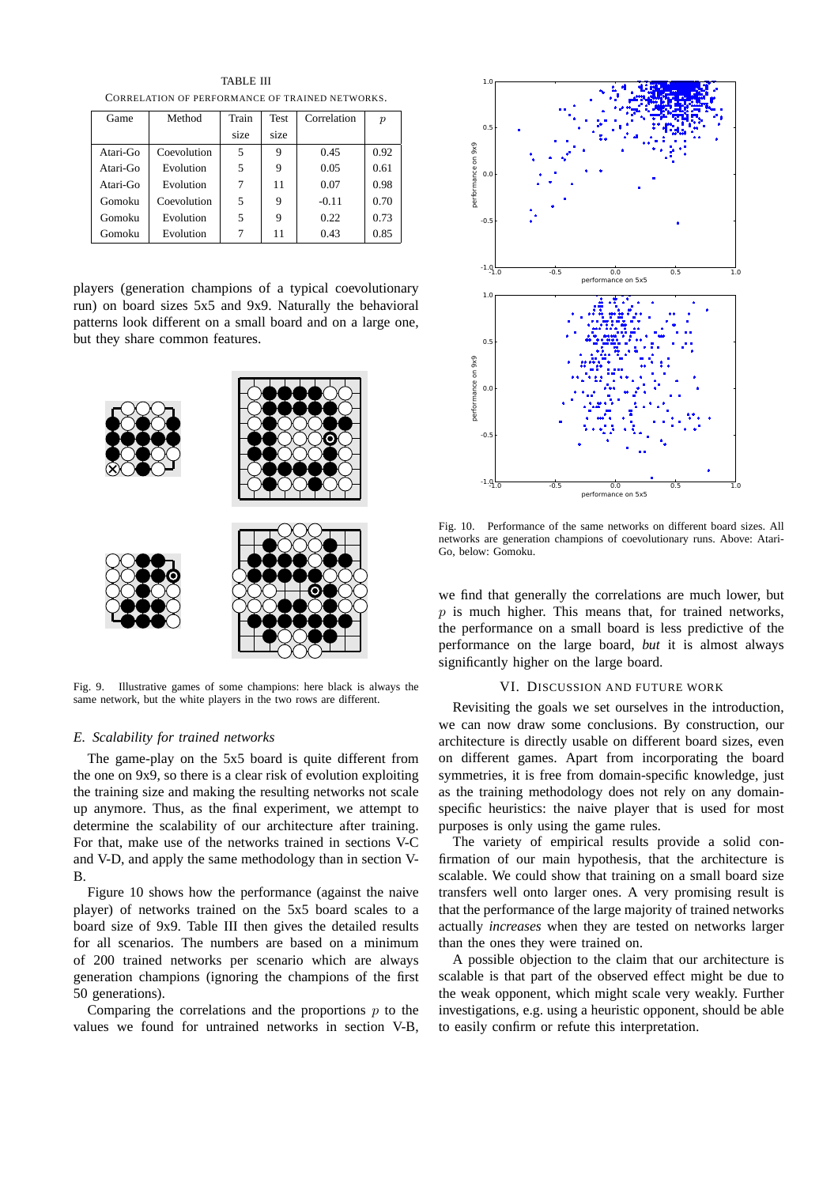TABLE III

CORRELATION OF PERFORMANCE OF TRAINED NETWORKS.

| Game | Method | Train size | Test size | Correlation | $p$ |
|---|---|---|---|---|---|
| Atari-Go | Coevolution | 5 | 9 | 0.45 | 0.92 |
| Atari-Go | Evolution | 5 | 9 | 0.05 | 0.61 |
| Atari-Go | Evolution | 7 | 11 | 0.07 | 0.98 |
| Gomoku | Coevolution | 5 | 9 | -0.11 | 0.70 |
| Gomoku | Evolution | 5 | 9 | 0.22 | 0.73 |
| Gomoku | Evolution | 7 | 11 | 0.43 | 0.85 |

players (generation champions of a typical coevolutionary run) on board sizes 5x5 and 9x9. Naturally the behavioral patterns look different on a small board and on a large one, but they share common features.

Fig. 9. Illustrative games of some champions: here black is always the same network, but the white players in the two rows are different.

### *E. Scalability for trained networks*

The game-play on the 5x5 board is quite different from the one on 9x9, so there is a clear risk of evolution exploiting the training size and making the resulting networks not scale up anymore. Thus, as the final experiment, we attempt to determine the scalability of our architecture after training. For that, make use of the networks trained in sections V-C and V-D, and apply the same methodology than in section V-B.

Figure 10 shows how the performance (against the naive player) of networks trained on the 5x5 board scales to a board size of 9x9. Table III then gives the detailed results for all scenarios. The numbers are based on a minimum of 200 trained networks per scenario which are always generation champions (ignoring the champions of the first 50 generations).

Comparing the correlations and the proportions $p$ to the values we found for untrained networks in section V-B,

Fig. 10. Performance of the same networks on different board sizes. All networks are generation champions of coevolutionary runs. Above: Atari-Go, below: Gomoku.

we find that generally the correlations are much lower, but $p$ is much higher. This means that, for trained networks, the performance on a small board is less predictive of the performance on the large board, *but* it is almost always significantly higher on the large board.

## VI. DISCUSSION AND FUTURE WORK

Revisiting the goals we set ourselves in the introduction, we can now draw some conclusions. By construction, our architecture is directly usable on different board sizes, even on different games. Apart from incorporating the board symmetries, it is free from domain-specific knowledge, just as the training methodology does not rely on any domain-specific heuristics: the naive player that is used for most purposes is only using the game rules.

The variety of empirical results provide a solid confirmation of our main hypothesis, that the architecture is scalable. We could show that training on a small board size transfers well onto larger ones. A very promising result is that the performance of the large majority of trained networks actually *increases* when they are tested on networks larger than the ones they were trained on.

A possible objection to the claim that our architecture is scalable is that part of the observed effect might be due to the weak opponent, which might scale very weakly. Further investigations, e.g. using a heuristic opponent, should be able to easily confirm or refute this interpretation.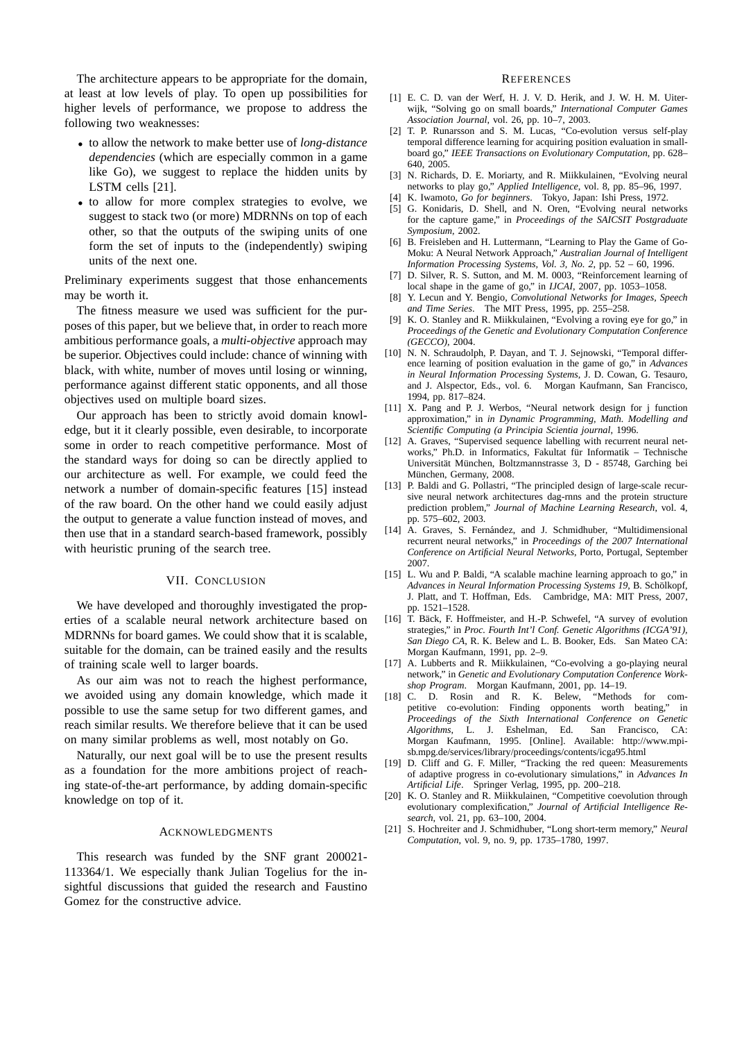The architecture appears to be appropriate for the domain, at least at low levels of play. To open up possibilities for higher levels of performance, we propose to address the following two weaknesses:

- to allow the network to make better use of *long-distance dependencies* (which are especially common in a game like Go), we suggest to replace the hidden units by LSTM cells [21].
- to allow for more complex strategies to evolve, we suggest to stack two (or more) MDRNNs on top of each other, so that the outputs of the swiping units of one form the set of inputs to the (independently) swiping units of the next one.

Preliminary experiments suggest that those enhancements may be worth it.

The fitness measure we used was sufficient for the purposes of this paper, but we believe that, in order to reach more ambitious performance goals, a *multi-objective* approach may be superior. Objectives could include: chance of winning with black, with white, number of moves until losing or winning, performance against different static opponents, and all those objectives used on multiple board sizes.

Our approach has been to strictly avoid domain knowledge, but it it clearly possible, even desirable, to incorporate some in order to reach competitive performance. Most of the standard ways for doing so can be directly applied to our architecture as well. For example, we could feed the network a number of domain-specific features [15] instead of the raw board. On the other hand we could easily adjust the output to generate a value function instead of moves, and then use that in a standard search-based framework, possibly with heuristic pruning of the search tree.

## VII. Conclusion

We have developed and thoroughly investigated the properties of a scalable neural network architecture based on MDRNNs for board games. We could show that it is scalable, suitable for the domain, can be trained easily and the results of training scale well to larger boards.

As our aim was not to reach the highest performance, we avoided using any domain knowledge, which made it possible to use the same setup for two different games, and reach similar results. We therefore believe that it can be used on many similar problems as well, most notably on Go.

Naturally, our next goal will be to use the present results as a foundation for the more ambitions project of reaching state-of-the-art performance, by adding domain-specific knowledge on top of it.

## Acknowledgments

This research was funded by the SNF grant 200021-113364/1. We especially thank Julian Togelius for the insightful discussions that guided the research and Faustino Gomez for the constructive advice.

## References

[1] E. C. D. van der Werf, H. J. V. D. Herik, and J. W. H. M. Uiterwijk, "Solving go on small boards," *International Computer Games Association Journal*, vol. 26, pp. 10–7, 2003.

[2] T. P. Runarsson and S. M. Lucas, "Co-evolution versus self-play temporal difference learning for acquiring position evaluation in small-board go," *IEEE Transactions on Evolutionary Computation*, pp. 628–640, 2005.

[3] N. Richards, D. E. Moriarty, and R. Miikkulainen, "Evolving neural networks to play go," *Applied Intelligence*, vol. 8, pp. 85–96, 1997.

[4] K. Iwamoto, *Go for beginners*. Tokyo, Japan: Ishi Press, 1972.

[5] G. Konidaris, D. Shell, and N. Oren, "Evolving neural networks for the capture game," in *Proceedings of the SAICSIT Postgraduate Symposium*, 2002.

[6] B. Freisleben and H. Luttermann, "Learning to Play the Game of Go-Moku: A Neural Network Approach," *Australian Journal of Intelligent Information Processing Systems, Vol. 3, No. 2*, pp. 52 – 60, 1996.

[7] D. Silver, R. S. Sutton, and M. M. 0003, "Reinforcement learning of local shape in the game of go," in *IJCAI*, 2007, pp. 1053–1058.

[8] Y. Lecun and Y. Bengio, *Convolutional Networks for Images, Speech and Time Series*. The MIT Press, 1995, pp. 255–258.

[9] K. O. Stanley and R. Miikkulainen, "Evolving a roving eye for go," in *Proceedings of the Genetic and Evolutionary Computation Conference (GECCO)*, 2004.

[10] N. N. Schraudolph, P. Dayan, and T. J. Sejnowski, "Temporal difference learning of position evaluation in the game of go," in *Advances in Neural Information Processing Systems*, J. D. Cowan, G. Tesauro, and J. Alspector, Eds., vol. 6. Morgan Kaufmann, San Francisco, 1994, pp. 817–824.

[11] X. Pang and P. J. Werbos, "Neural network design for j function approximation," in *in Dynamic Programming, Math. Modelling and Scientific Computing (a Principia Scientia journal*, 1996.

[12] A. Graves, "Supervised sequence labelling with recurrent neural networks," Ph.D. in Informatics, Fakultat für Informatik – Technische Universität München, Boltzmannstrasse 3, D - 85748, Garching bei München, Germany, 2008.

[13] P. Baldi and G. Pollastri, "The principled design of large-scale recursive neural network architectures dag-rnns and the protein structure prediction problem," *Journal of Machine Learning Research*, vol. 4, pp. 575–602, 2003.

[14] A. Graves, S. Fernández, and J. Schmidhuber, "Multidimensional recurrent neural networks," in *Proceedings of the 2007 International Conference on Artificial Neural Networks*, Porto, Portugal, September 2007.

[15] L. Wu and P. Baldi, "A scalable machine learning approach to go," in *Advances in Neural Information Processing Systems 19*, B. Schölkopf, J. Platt, and T. Hoffman, Eds. Cambridge, MA: MIT Press, 2007, pp. 1521–1528.

[16] T. Bäck, F. Hoffmeister, and H.-P. Schwefel, "A survey of evolution strategies," in *Proc. Fourth Int'l Conf. Genetic Algorithms (ICGA'91), San Diego CA*, R. K. Belew and L. B. Booker, Eds. San Mateo CA: Morgan Kaufmann, 1991, pp. 2–9.

[17] A. Lubberts and R. Miikkulainen, "Co-evolving a go-playing neural network," in *Genetic and Evolutionary Computation Conference Workshop Program*. Morgan Kaufmann, 2001, pp. 14–19.

[18] C. D. Rosin and R. K. Belew, "Methods for competitive co-evolution: Finding opponents worth beating," in *Proceedings of the Sixth International Conference on Genetic Algorithms*, L. J. Eshelman, Ed. San Francisco, CA: Morgan Kaufmann, 1995. [Online]. Available: http://www.mpi-sb.mpg.de/services/library/proceedings/contents/icga95.html

[19] D. Cliff and G. F. Miller, "Tracking the red queen: Measurements of adaptive progress in co-evolutionary simulations," in *Advances In Artificial Life*. Springer Verlag, 1995, pp. 200–218.

[20] K. O. Stanley and R. Miikkulainen, "Competitive coevolution through evolutionary complexification," *Journal of Artificial Intelligence Research*, vol. 21, pp. 63–100, 2004.

[21] S. Hochreiter and J. Schmidhuber, "Long short-term memory," *Neural Computation*, vol. 9, no. 9, pp. 1735–1780, 1997.